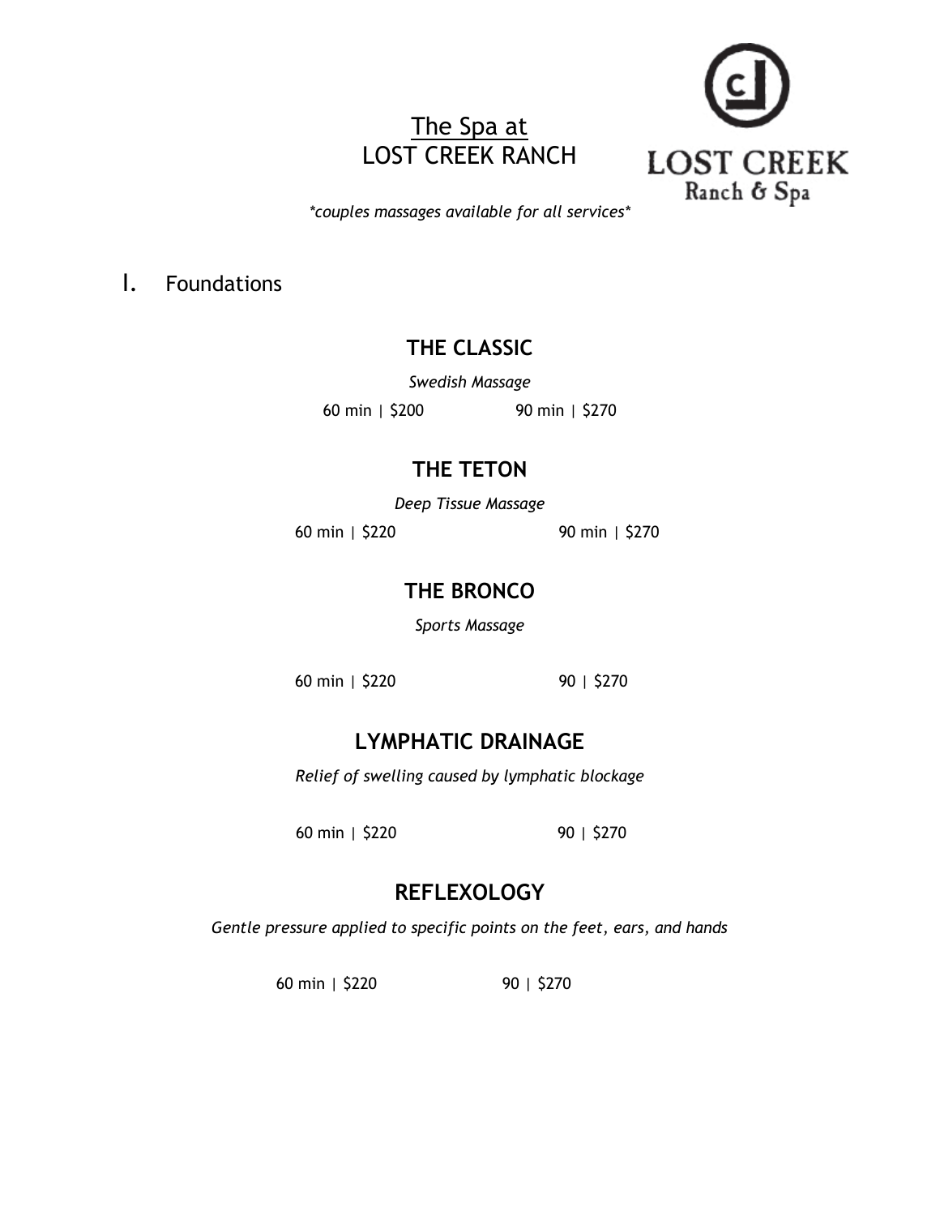# The Spa at LOST CREEK RANCH

LOST CREEK
Ranch & Spa

*\*couples massages available for all services\**

## I. Foundations

### THE CLASSIC

*Swedish Massage*

60 min | $200    90 min | $270

### THE TETON

*Deep Tissue Massage*

60 min | $220    90 min | $270

### THE BRONCO

*Sports Massage*

60 min | $220    90 | $270

### LYMPHATIC DRAINAGE

*Relief of swelling caused by lymphatic blockage*

60 min | $220    90 | $270

### REFLEXOLOGY

*Gentle pressure applied to specific points on the feet, ears, and hands*

60 min | $220    90 | $270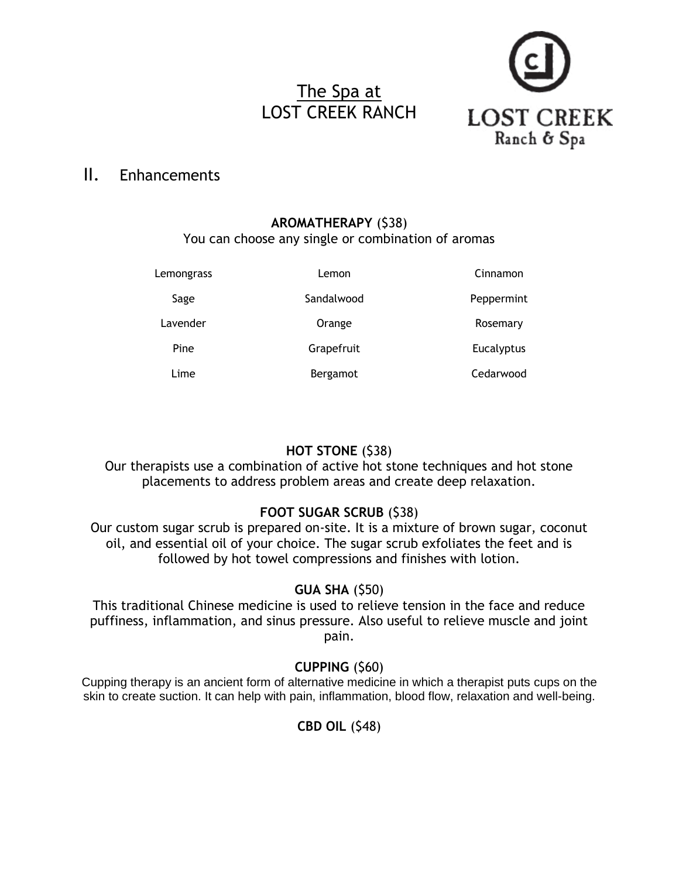# The Spa at
# LOST CREEK RANCH

LOST CREEK
Ranch & Spa

## II. Enhancements

### AROMATHERAPY ($38)

You can choose any single or combination of aromas

| | | |
|---|---|---|
| Lemongrass | Lemon | Cinnamon |
| Sage | Sandalwood | Peppermint |
| Lavender | Orange | Rosemary |
| Pine | Grapefruit | Eucalyptus |
| Lime | Bergamot | Cedarwood |

### HOT STONE ($38)

Our therapists use a combination of active hot stone techniques and hot stone placements to address problem areas and create deep relaxation.

### FOOT SUGAR SCRUB ($38)

Our custom sugar scrub is prepared on-site. It is a mixture of brown sugar, coconut oil, and essential oil of your choice. The sugar scrub exfoliates the feet and is followed by hot towel compressions and finishes with lotion.

### GUA SHA ($50)

This traditional Chinese medicine is used to relieve tension in the face and reduce puffiness, inflammation, and sinus pressure. Also useful to relieve muscle and joint pain.

### CUPPING ($60)

Cupping therapy is an ancient form of alternative medicine in which a therapist puts cups on the skin to create suction. It can help with pain, inflammation, blood flow, relaxation and well-being.

### CBD OIL ($48)